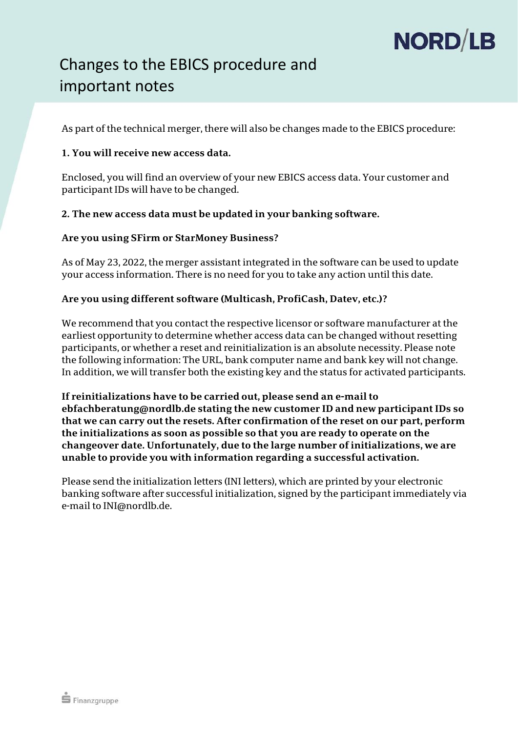# Changes to the EBICS procedure and important notes

As part of the technical merger, there will also be changes made to the EBICS procedure:

**1. You will receive new access data.**

Enclosed, you will find an overview of your new EBICS access data. Your customer and participant IDs will have to be changed.

**2. The new access data must be updated in your banking software.**

**Are you using SFirm or StarMoney Business?**

As of May 23, 2022, the merger assistant integrated in the software can be used to update your access information. There is no need for you to take any action until this date.

**Are you using different software (Multicash, ProfiCash, Datev, etc.)?**

We recommend that you contact the respective licensor or software manufacturer at the earliest opportunity to determine whether access data can be changed without resetting participants, or whether a reset and reinitialization is an absolute necessity. Please note the following information: The URL, bank computer name and bank key will not change. In addition, we will transfer both the existing key and the status for activated participants.

**If reinitializations have to be carried out, please send an e-mail to ebfachberatung@nordlb.de stating the new customer ID and new participant IDs so that we can carry out the resets. After confirmation of the reset on our part, perform the initializations as soon as possible so that you are ready to operate on the changeover date. Unfortunately, due to the large number of initializations, we are unable to provide you with information regarding a successful activation.**

Please send the initialization letters (INI letters), which are printed by your electronic banking software after successful initialization, signed by the participant immediately via e-mail to INI@nordlb.de.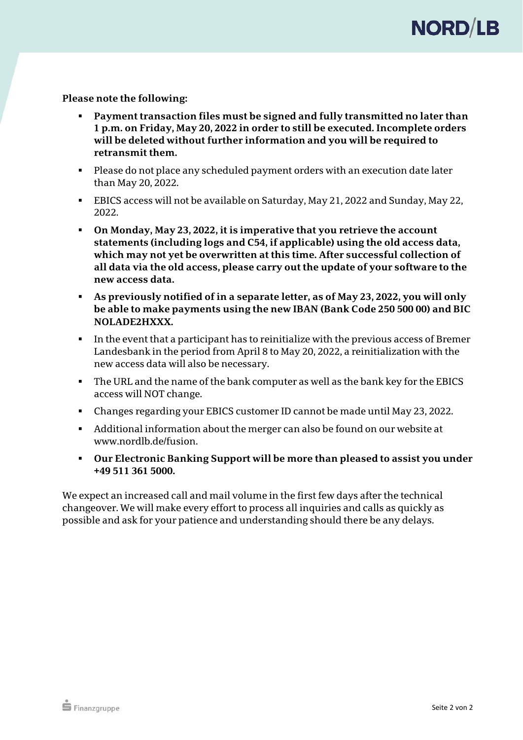**Please note the following:**

- **Payment transaction files must be signed and fully transmitted no later than 1 p.m. on Friday, May 20, 2022 in order to still be executed. Incomplete orders will be deleted without further information and you will be required to retransmit them.**
- Please do not place any scheduled payment orders with an execution date later than May 20, 2022.
- EBICS access will not be available on Saturday, May 21, 2022 and Sunday, May 22, 2022.
- **On Monday, May 23, 2022, it is imperative that you retrieve the account statements (including logs and C54, if applicable) using the old access data, which may not yet be overwritten at this time. After successful collection of all data via the old access, please carry out the update of your software to the new access data.**
- **As previously notified of in a separate letter, as of May 23, 2022, you will only be able to make payments using the new IBAN (Bank Code 250 500 00) and BIC NOLADE2HXXX.**
- In the event that a participant has to reinitialize with the previous access of Bremer Landesbank in the period from April 8 to May 20, 2022, a reinitialization with the new access data will also be necessary.
- The URL and the name of the bank computer as well as the bank key for the EBICS access will NOT change.
- Changes regarding your EBICS customer ID cannot be made until May 23, 2022.
- Additional information about the merger can also be found on our website at www.nordlb.de/fusion.
- **Our Electronic Banking Support will be more than pleased to assist you under +49 511 361 5000.**

We expect an increased call and mail volume in the first few days after the technical changeover. We will make every effort to process all inquiries and calls as quickly as possible and ask for your patience and understanding should there be any delays.